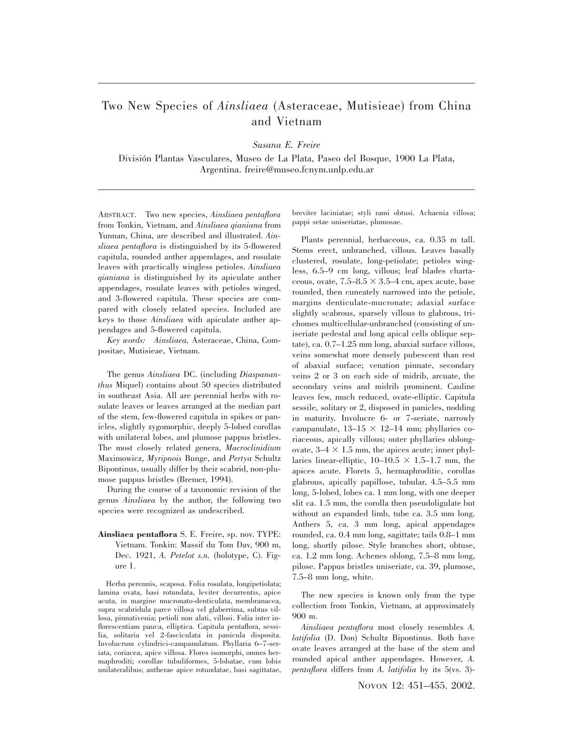# Two New Species of *Ainsliaea* (Asteraceae, Mutisieae) from China and Vietnam

*Susana E. Freire*

División Plantas Vasculares, Museo de La Plata, Paseo del Bosque, 1900 La Plata, Argentina. freire@museo.fcnym.unlp.edu.ar

ABSTRACT. Two new species, *Ainsliaea pentaflora* from Tonkin, Vietnam, and *Ainsliaea qianiana* from Yunnan, China, are described and illustrated. *Ainsliaea pentaflora* is distinguished by its 5-flowered capitula, rounded anther appendages, and rosulate leaves with practically wingless petioles. *Ainsliaea qianiana* is distinguished by its apiculate anther appendages, rosulate leaves with petioles winged, and 3-flowered capitula. These species are compared with closely related species. Included are keys to those *Ainsliaea* with apiculate anther appendages and 5-flowered capitula.

*Key words:* *Ainsliaea,* Asteraceae, China, Compositae, Mutisieae, Vietnam.

The genus *Ainsliaea* DC. (including *Diaspananthus* Miquel) contains about 50 species distributed in southeast Asia. All are perennial herbs with rosulate leaves or leaves arranged at the median part of the stem, few-flowered capitula in spikes or panicles, slightly zygomorphic, deeply 5-lobed corollas with unilateral lobes, and plumose pappus bristles. The most closely related genera, *Macroclinidium* Maximowicz, *Myripnois* Bunge, and *Pertya* Schultz Bipontinus, usually differ by their scabrid, non-plumose pappus bristles (Bremer, 1994).

During the course of a taxonomic revision of the genus *Ainsliaea* by the author, the following two species were recognized as undescribed.

**Ainsliaea pentaflora** S. E. Freire, sp. nov. TYPE: Vietnam. Tonkin: Massif du Tom Dav, 900 m, Dec. 1921, *A. Petelot s.n.* (holotype, C). Figure 1.

Herba perennis, scaposa. Folia rosulata, longipetiolata; lamina ovata, basi rotundata, leviter decurrentis, apice acuta, in margine mucronato-denticulata, membranacea, supra scabridula parce villosa vel glaberrima, subtus villosa, pinnativenia; petioli non alati, villosi. Folia inter inflorescentiam pauca, elliptica. Capitula pentaflora, sessilia, solitaria vel 2-fasciculata in panicula disposita. Involucrum cylindrici-campanulatum. Phyllaria 6–7-seriata, coriacea, apice villosa. Flores isomorphi, omnes hermaphroditi; corollae tubuliformes, 5-lobatae, cum lobis unilateralibus; antherae apice rotundatae, basi sagittatae, breviter laciniatae; styli rami obtusi. Achaenia villosa; pappi setae uniseriatae, plumosae.

Plants perennial, herbaceous, ca. 0.35 m tall. Stems erect, unbranched, villous. Leaves basally clustered, rosulate, long-petiolate; petioles wingless, 6.5–9 cm long, villous; leaf blades chartaceous, ovate, 7.5–8.5 × 3.5–4 cm, apex acute, base rounded, then cuneately narrowed into the petiole, margins denticulate-mucronate; adaxial surface slightly scabrous, sparsely villous to glabrous, trichomes multicellular-unbranched (consisting of uniseriate pedestal and long apical cells oblique septate), ca. 0.7–1.25 mm long, abaxial surface villous, veins somewhat more densely pubescent than rest of abaxial surface; venation pinnate, secondary veins 2 or 3 on each side of midrib, arcuate, the secondary veins and midrib prominent. Cauline leaves few, much reduced, ovate-elliptic. Capitula sessile, solitary or 2, disposed in panicles, nodding in maturity. Involucre 6- or 7-seriate, narrowly campanulate, 13–15 × 12–14 mm; phyllaries coriaceous, apically villous; outer phyllaries oblong-ovate, 3–4 × 1.5 mm, the apices acute; inner phyllaries linear-elliptic, 10–10.5 × 1.5–1.7 mm, the apices acute. Florets 5, hermaphroditic, corollas glabrous, apically papillose, tubular, 4.5–5.5 mm long, 5-lobed, lobes ca. 1 mm long, with one deeper slit ca. 1.5 mm, the corolla then pseudoligulate but without an expanded limb, tube ca. 3.5 mm long. Anthers 5, ca. 3 mm long, apical appendages rounded, ca. 0.4 mm long, sagittate; tails 0.8–1 mm long, shortly pilose. Style branches short, obtuse, ca. 1.2 mm long. Achenes oblong, 7.5–8 mm long, pilose. Pappus bristles uniseriate, ca. 39, plumose, 7.5–8 mm long, white.

The new species is known only from the type collection from Tonkin, Vietnam, at approximately 900 m.

*Ainsliaea pentaflora* most closely resembles *A. latifolia* (D. Don) Schultz Bipontinus. Both have ovate leaves arranged at the base of the stem and rounded apical anther appendages. However, *A. pentaflora* differs from *A. latifolia* by its 5(vs. 3)-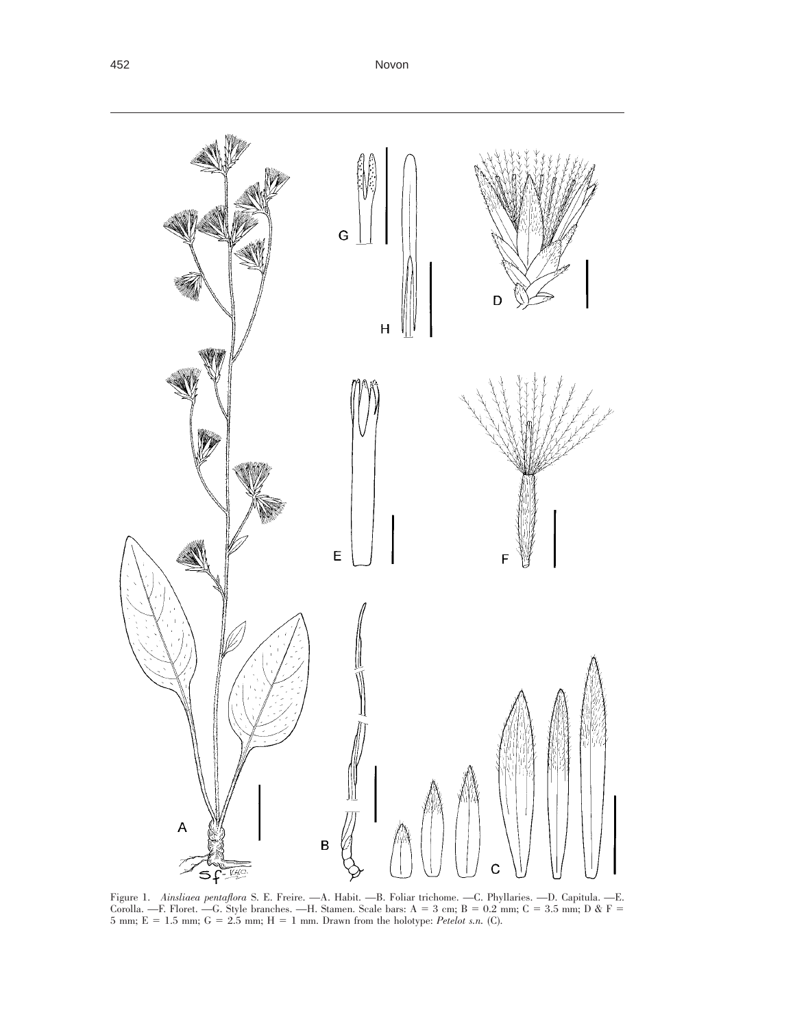Figure 1. *Ainsliaea pentaflora* S. E. Freire. —A. Habit. —B. Foliar trichome. —C. Phyllaries. —D. Capitula. —E. Corolla. —F. Floret. —G. Style branches. —H. Stamen. Scale bars: A = 3 cm; B = 0.2 mm; C = 3.5 mm; D & F = 5 mm; E = 1.5 mm; G = 2.5 mm; H = 1 mm. Drawn from the holotype: *Petelot s.n.* (C).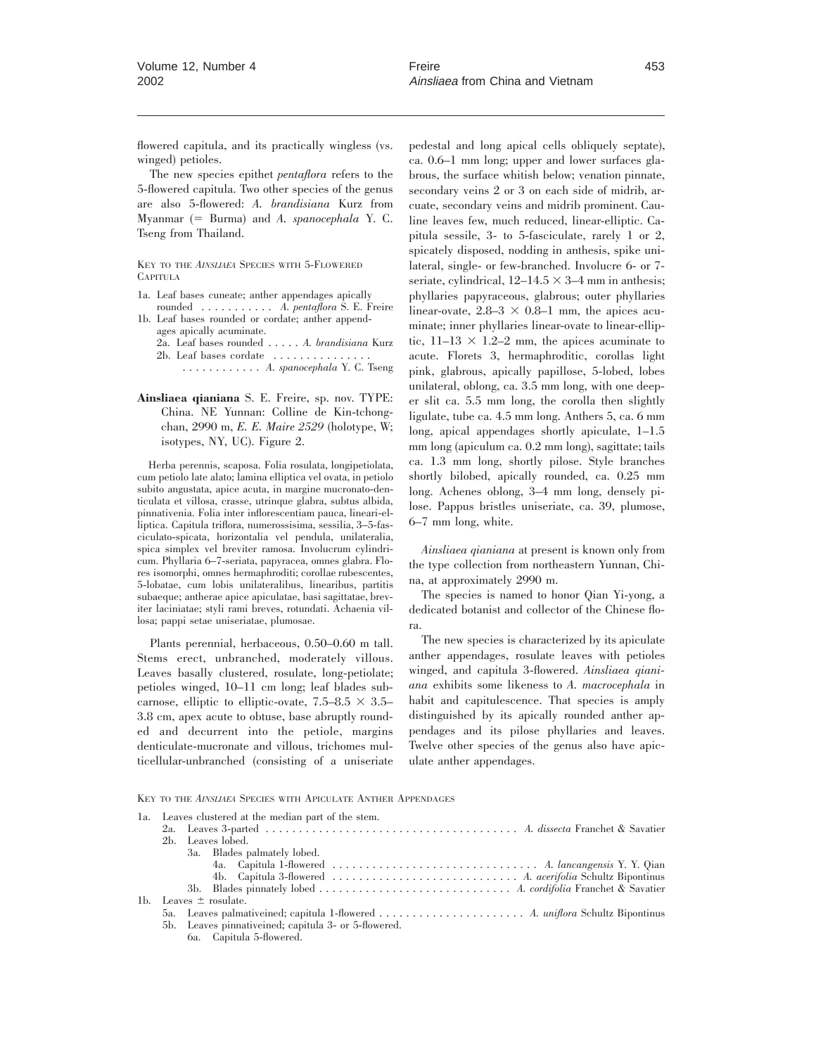flowered capitula, and its practically wingless (vs. winged) petioles.

The new species epithet *pentaflora* refers to the 5-flowered capitula. Two other species of the genus are also 5-flowered: *A. brandisiana* Kurz from Myanmar (= Burma) and *A. spanocephala* Y. C. Tseng from Thailand.

Key to the *Ainsliaea* Species with 5-Flowered Capitula

1a. Leaf bases cuneate; anther appendages apically rounded . . . . . . . . . . . *A. pentaflora* S. E. Freire
1b. Leaf bases rounded or cordate; anther appendages apically acuminate.
  2a. Leaf bases rounded . . . . . *A. brandisiana* Kurz
  2b. Leaf bases cordate . . . . . . . . . . . . . . . . . . . . . . . . . . . *A. spanocephala* Y. C. Tseng

**Ainsliaea qianiana** S. E. Freire, sp. nov. TYPE: China. NE Yunnan: Colline de Kin-tchong-chan, 2990 m, *E. E. Maire 2529* (holotype, W; isotypes, NY, UC). Figure 2.

Herba perennis, scaposa. Folia rosulata, longipetiolata, cum petiolo late alato; lamina elliptica vel ovata, in petiolo subito angustata, apice acuta, in margine mucronato-denticulata et villosa, crasse, utrinque glabra, subtus albida, pinnativenia. Folia inter inflorescentiam pauca, lineari-elliptica. Capitula triflora, numerossisima, sessilia, 3–5-fasciculato-spicata, horizontalia vel pendula, unilateralia, spica simplex vel breviter ramosa. Involucrum cylindricum. Phyllaria 6–7-seriata, papyracea, omnes glabra. Flores isomorphi, omnes hermaphroditi; corollae rubescentes, 5-lobatae, cum lobis unilateralibus, linearibus, partitis subaeque; antherae apice apiculatae, basi sagittatae, breviter laciniatae; styli rami breves, rotundati. Achaenia villosa; pappi setae uniseriatae, plumosae.

Plants perennial, herbaceous, 0.50–0.60 m tall. Stems erect, unbranched, moderately villous. Leaves basally clustered, rosulate, long-petiolate; petioles winged, 10–11 cm long; leaf blades subcarnose, elliptic to elliptic-ovate, 7.5–8.5 × 3.5–3.8 cm, apex acute to obtuse, base abruptly rounded and decurrent into the petiole, margins denticulate-mucronate and villous, trichomes multicellular-unbranched (consisting of a uniseriate pedestal and long apical cells obliquely septate), ca. 0.6–1 mm long; upper and lower surfaces glabrous, the surface whitish below; venation pinnate, secondary veins 2 or 3 on each side of midrib, arcuate, secondary veins and midrib prominent. Cauline leaves few, much reduced, linear-elliptic. Capitula sessile, 3- to 5-fasciculate, rarely 1 or 2, spicately disposed, nodding in anthesis, spike unilateral, single- or few-branched. Involucre 6- or 7-seriate, cylindrical, 12–14.5 × 3–4 mm in anthesis; phyllaries papyraceous, glabrous; outer phyllaries linear-ovate, 2.8–3 × 0.8–1 mm, the apices acuminate; inner phyllaries linear-ovate to linear-elliptic, 11–13 × 1.2–2 mm, the apices acuminate to acute. Florets 3, hermaphroditic, corollas light pink, glabrous, apically papillose, 5-lobed, lobes unilateral, oblong, ca. 3.5 mm long, with one deeper slit ca. 5.5 mm long, the corolla then slightly ligulate, tube ca. 4.5 mm long. Anthers 5, ca. 6 mm long, apical appendages shortly apiculate, 1–1.5 mm long (apiculum ca. 0.2 mm long), sagittate; tails ca. 1.3 mm long, shortly pilose. Style branches shortly bilobed, apically rounded, ca. 0.25 mm long. Achenes oblong, 3–4 mm long, densely pilose. Pappus bristles uniseriate, ca. 39, plumose, 6–7 mm long, white.

*Ainsliaea qianiana* at present is known only from the type collection from northeastern Yunnan, China, at approximately 2990 m.

The species is named to honor Qian Yi-yong, a dedicated botanist and collector of the Chinese flora.

The new species is characterized by its apiculate anther appendages, rosulate leaves with petioles winged, and capitula 3-flowered. *Ainsliaea qianiana* exhibits some likeness to *A. macrocephala* in habit and capitulescence. That species is amply distinguished by its apically rounded anther appendages and its pilose phyllaries and leaves. Twelve other species of the genus also have apiculate anther appendages.

Key to the *Ainsliaea* Species with Apiculate Anther Appendages

1a. Leaves clustered at the median part of the stem.
  2a. Leaves 3-parted . . . . . . . . . . . . . . . . . . . . . . . . . . . . . . . . . . . . . . *A. dissecta* Franchet & Savatier
  2b. Leaves lobed.
    3a. Blades palmately lobed.
      4a. Capitula 1-flowered . . . . . . . . . . . . . . . . . . . . . . . . . . . . . . . *A. lancangensis* Y. Y. Qian
      4b. Capitula 3-flowered . . . . . . . . . . . . . . . . . . . . . . . . . . . . *A. acerifolia* Schultz Bipontinus
    3b. Blades pinnately lobed . . . . . . . . . . . . . . . . . . . . . . . . . . . . *A. cordifolia* Franchet & Savatier
1b. Leaves ± rosulate.
  5a. Leaves palmativeined; capitula 1-flowered . . . . . . . . . . . . . . . . . . . . . . *A. uniflora* Schultz Bipontinus
  5b. Leaves pinnativeined; capitula 3- or 5-flowered.
    6a. Capitula 5-flowered.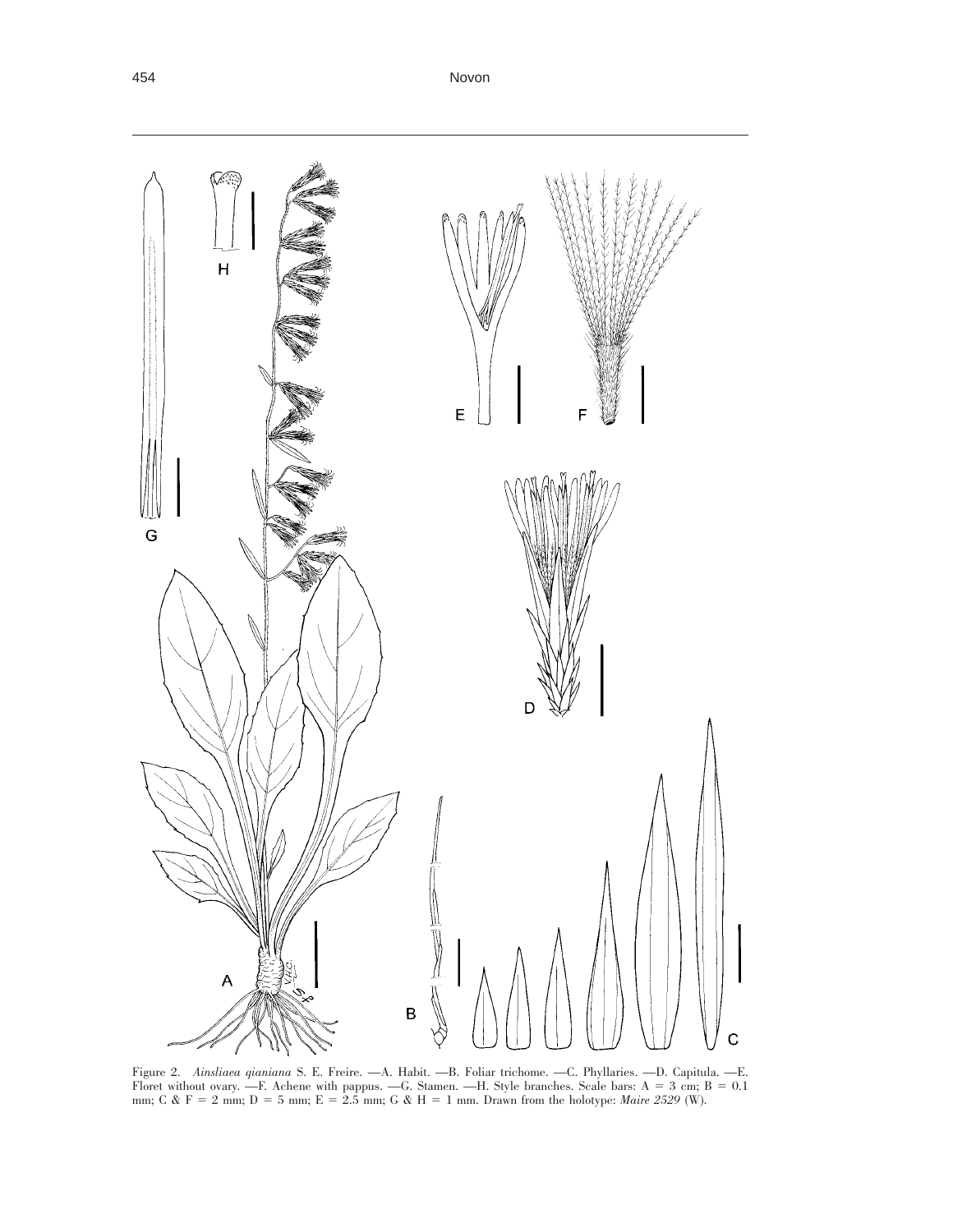Figure 2. *Ainsliaea qianiana* S. E. Freire. —A. Habit. —B. Foliar trichome. —C. Phyllaries. —D. Capitula. —E. Floret without ovary. —F. Achene with pappus. —G. Stamen. —H. Style branches. Scale bars: A = 3 cm; B = 0.1 mm; C & F = 2 mm; D = 5 mm; E = 2.5 mm; G & H = 1 mm. Drawn from the holotype: *Maire 2529* (W).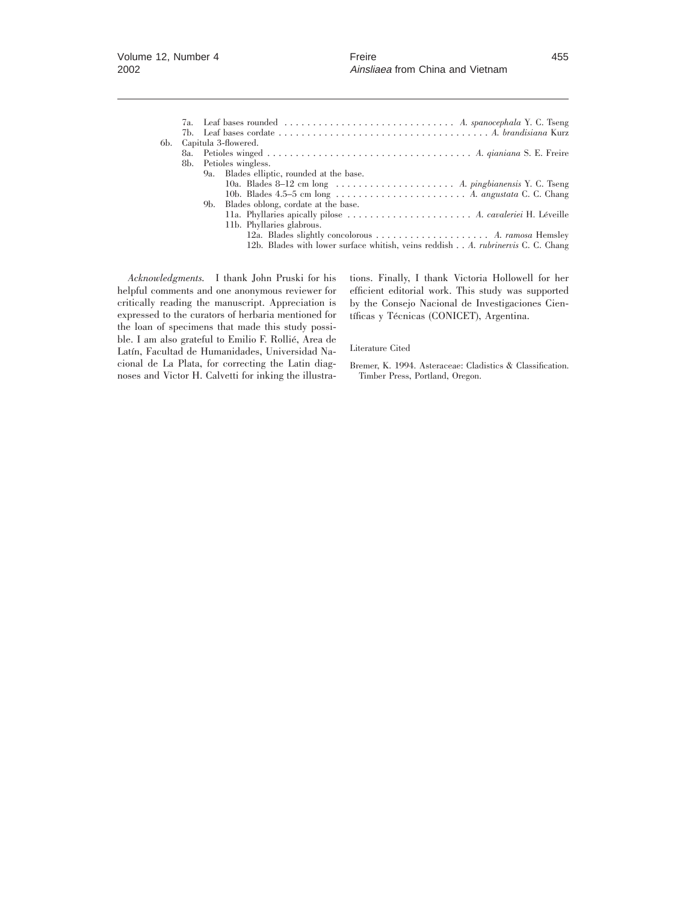7a. Leaf bases rounded . . . . . . . . . . . . . . . . . . . . . . . . . . . . . . *A. spanocephala* Y. C. Tseng
7b. Leaf bases cordate . . . . . . . . . . . . . . . . . . . . . . . . . . . . . . . . . . . . . *A. brandisiana* Kurz

6b. Capitula 3-flowered.

8a. Petioles winged . . . . . . . . . . . . . . . . . . . . . . . . . . . . . . . . . . . . *A. qianiana* S. E. Freire
8b. Petioles wingless.

9a. Blades elliptic, rounded at the base.

10a. Blades 8–12 cm long . . . . . . . . . . . . . . . . . . . . . *A. pingbianensis* Y. C. Tseng
10b. Blades 4.5–5 cm long . . . . . . . . . . . . . . . . . . . . . . . *A. angustata* C. C. Chang

9b. Blades oblong, cordate at the base.

11a. Phyllaries apically pilose . . . . . . . . . . . . . . . . . . . . . . *A. cavaleriei* H. Léveille
11b. Phyllaries glabrous.

12a. Blades slightly concolorous . . . . . . . . . . . . . . . . . . . . *A. ramosa* Hemsley
12b. Blades with lower surface whitish, veins reddish . . *A. rubrinervis* C. C. Chang

*Acknowledgments.* I thank John Pruski for his helpful comments and one anonymous reviewer for critically reading the manuscript. Appreciation is expressed to the curators of herbaria mentioned for the loan of specimens that made this study possible. I am also grateful to Emilio F. Rollié, Area de Latín, Facultad de Humanidades, Universidad Nacional de La Plata, for correcting the Latin diagnoses and Victor H. Calvetti for inking the illustrations. Finally, I thank Victoria Hollowell for her efficient editorial work. This study was supported by the Consejo Nacional de Investigaciones Científicas y Técnicas (CONICET), Argentina.

## Literature Cited

Bremer, K. 1994. Asteraceae: Cladistics & Classification. Timber Press, Portland, Oregon.